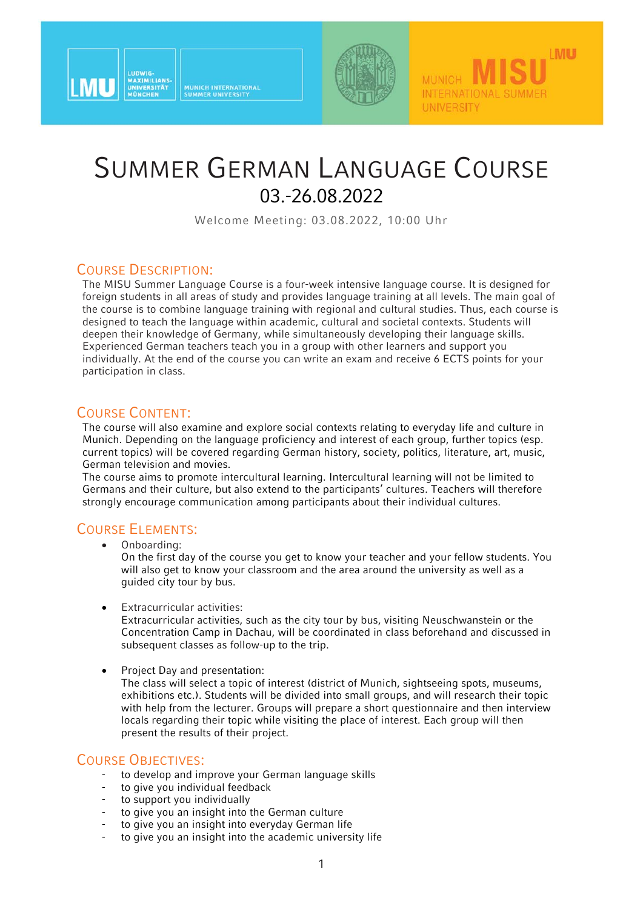# Summer German Language Course

## 03.-26.08.2022

Welcome Meeting: 03.08.2022, 10:00 Uhr

## Course Description:

The MISU Summer Language Course is a four-week intensive language course. It is designed for foreign students in all areas of study and provides language training at all levels. The main goal of the course is to combine language training with regional and cultural studies. Thus, each course is designed to teach the language within academic, cultural and societal contexts. Students will deepen their knowledge of Germany, while simultaneously developing their language skills. Experienced German teachers teach you in a group with other learners and support you individually. At the end of the course you can write an exam and receive 6 ECTS points for your participation in class.

## Course Content:

The course will also examine and explore social contexts relating to everyday life and culture in Munich. Depending on the language proficiency and interest of each group, further topics (esp. current topics) will be covered regarding German history, society, politics, literature, art, music, German television and movies.

The course aims to promote intercultural learning. Intercultural learning will not be limited to Germans and their culture, but also extend to the participants' cultures. Teachers will therefore strongly encourage communication among participants about their individual cultures.

## Course Elements:

- Onboarding:
  On the first day of the course you get to know your teacher and your fellow students. You will also get to know your classroom and the area around the university as well as a guided city tour by bus.

- Extracurricular activities:
  Extracurricular activities, such as the city tour by bus, visiting Neuschwanstein or the Concentration Camp in Dachau, will be coordinated in class beforehand and discussed in subsequent classes as follow-up to the trip.

- Project Day and presentation:
  The class will select a topic of interest (district of Munich, sightseeing spots, museums, exhibitions etc.). Students will be divided into small groups, and will research their topic with help from the lecturer. Groups will prepare a short questionnaire and then interview locals regarding their topic while visiting the place of interest. Each group will then present the results of their project.

## Course Objectives:

- to develop and improve your German language skills
- to give you individual feedback
- to support you individually
- to give you an insight into the German culture
- to give you an insight into everyday German life
- to give you an insight into the academic university life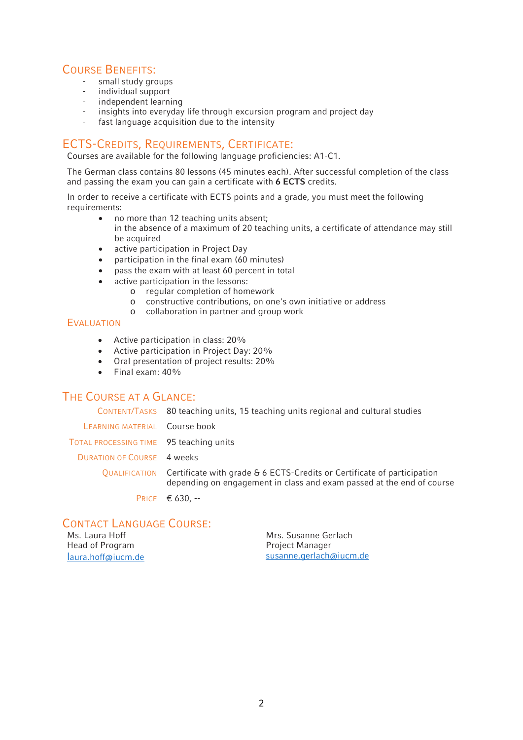## Course Benefits:

- small study groups
- individual support
- independent learning
- insights into everyday life through excursion program and project day
- fast language acquisition due to the intensity

## ECTS-Credits, Requirements, Certificate:

Courses are available for the following language proficiencies: A1-C1.

The German class contains 80 lessons (45 minutes each). After successful completion of the class and passing the exam you can gain a certificate with **6 ECTS** credits.

In order to receive a certificate with ECTS points and a grade, you must meet the following requirements:

- no more than 12 teaching units absent;
  in the absence of a maximum of 20 teaching units, a certificate of attendance may still be acquired
- active participation in Project Day
- participation in the final exam (60 minutes)
- pass the exam with at least 60 percent in total
- active participation in the lessons:
  - regular completion of homework
  - constructive contributions, on one's own initiative or address
  - collaboration in partner and group work

### Evaluation

- Active participation in class: 20%
- Active participation in Project Day: 20%
- Oral presentation of project results: 20%
- Final exam: 40%

## The Course at a Glance:

| | |
|---|---|
| Content/Tasks | 80 teaching units, 15 teaching units regional and cultural studies |
| Learning Material | Course book |
| Total Processing Time | 95 teaching units |
| Duration of Course | 4 weeks |
| Qualification | Certificate with grade & 6 ECTS-Credits or Certificate of participation depending on engagement in class and exam passed at the end of course |
| Price | € 630, -- |

## Contact Language Course:

Ms. Laura Hoff
Head of Program
laura.hoff@iucm.de

Mrs. Susanne Gerlach
Project Manager
susanne.gerlach@iucm.de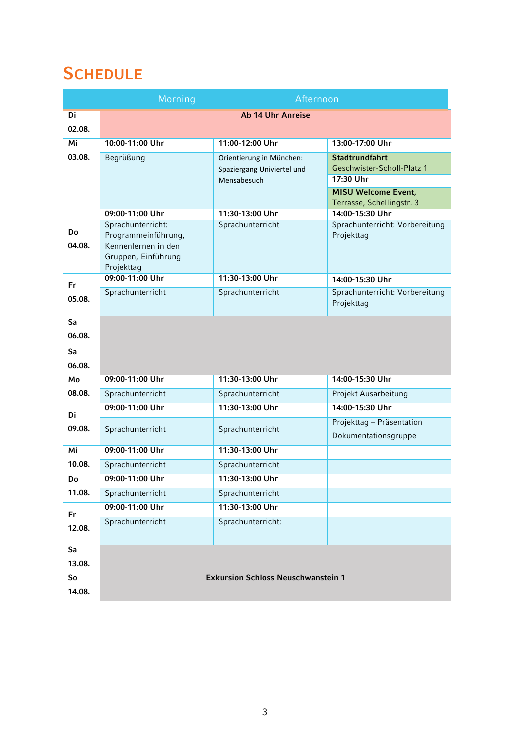## SCHEDULE

| | Morning | | Afternoon |
|---|---|---|---|
| Di 02.08. | **Ab 14 Uhr Anreise** | | |
| Mi 03.08. | **10:00-11:00 Uhr**<br>Begrüßung | **11:00-12:00 Uhr**<br>Orientierung in München: Spaziergang Univiertel und Mensabesuch | **13:00-17:00 Uhr**<br>**Stadtrundfahrt**<br>Geschwister-Scholl-Platz 1<br>**17:30 Uhr**<br>**MISU Welcome Event,**<br>Terrasse, Schellingstr. 3 |
| Do 04.08. | **09:00-11:00 Uhr**<br>Sprachunterricht: Programmeinführung, Kennenlernen in den Gruppen, Einführung Projekttag | **11:30-13:00 Uhr**<br>Sprachunterricht | **14:00-15:30 Uhr**<br>Sprachunterricht: Vorbereitung Projekttag |
| Fr 05.08. | **09:00-11:00 Uhr**<br>Sprachunterricht | **11:30-13:00 Uhr**<br>Sprachunterricht | **14:00-15:30 Uhr**<br>Sprachunterricht: Vorbereitung Projekttag |
| Sa 06.08. | | | |
| Sa 06.08. | | | |
| Mo 08.08. | **09:00-11:00 Uhr**<br>Sprachunterricht | **11:30-13:00 Uhr**<br>Sprachunterricht | **14:00-15:30 Uhr**<br>Projekt Ausarbeitung |
| Di 09.08. | **09:00-11:00 Uhr**<br>Sprachunterricht | **11:30-13:00 Uhr**<br>Sprachunterricht | **14:00-15:30 Uhr**<br>Projekttag – Präsentation Dokumentationsgruppe |
| Mi 10.08. | **09:00-11:00 Uhr**<br>Sprachunterricht | **11:30-13:00 Uhr**<br>Sprachunterricht | |
| Do 11.08. | **09:00-11:00 Uhr**<br>Sprachunterricht | **11:30-13:00 Uhr**<br>Sprachunterricht | |
| Fr 12.08. | **09:00-11:00 Uhr**<br>Sprachunterricht | **11:30-13:00 Uhr**<br>Sprachunterricht: | |
| Sa 13.08. | | | |
| So 14.08. | **Exkursion Schloss Neuschwanstein 1** | | |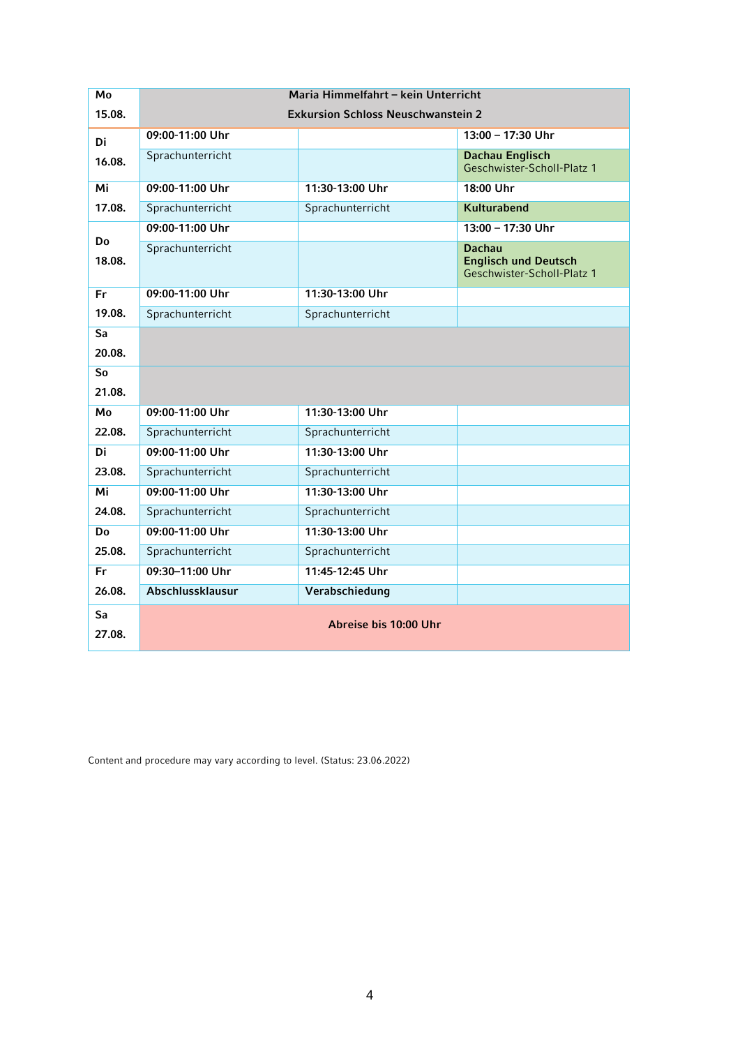| | | | |
|---|---|---|---|
| Mo 15.08. | **Maria Himmelfahrt – kein Unterricht**<br>**Exkursion Schloss Neuschwanstein 2** | | |
| Di 16.08. | **09:00-11:00 Uhr**<br>Sprachunterricht | | **13:00 – 17:30 Uhr**<br>**Dachau Englisch**<br>Geschwister-Scholl-Platz 1 |
| Mi 17.08. | **09:00-11:00 Uhr**<br>Sprachunterricht | **11:30-13:00 Uhr**<br>Sprachunterricht | **18:00 Uhr**<br>**Kulturabend** |
| Do 18.08. | **09:00-11:00 Uhr**<br>Sprachunterricht | | **13:00 – 17:30 Uhr**<br>**Dachau**<br>**Englisch und Deutsch**<br>Geschwister-Scholl-Platz 1 |
| Fr 19.08. | **09:00-11:00 Uhr**<br>Sprachunterricht | **11:30-13:00 Uhr**<br>Sprachunterricht | |
| Sa 20.08. | | | |
| So 21.08. | | | |
| Mo 22.08. | **09:00-11:00 Uhr**<br>Sprachunterricht | **11:30-13:00 Uhr**<br>Sprachunterricht | |
| Di 23.08. | **09:00-11:00 Uhr**<br>Sprachunterricht | **11:30-13:00 Uhr**<br>Sprachunterricht | |
| Mi 24.08. | **09:00-11:00 Uhr**<br>Sprachunterricht | **11:30-13:00 Uhr**<br>Sprachunterricht | |
| Do 25.08. | **09:00-11:00 Uhr**<br>Sprachunterricht | **11:30-13:00 Uhr**<br>Sprachunterricht | |
| Fr 26.08. | **09:30–11:00 Uhr**<br>**Abschlussklausur** | **11:45-12:45 Uhr**<br>**Verabschiedung** | |
| Sa 27.08. | **Abreise bis 10:00 Uhr** | | |

Content and procedure may vary according to level. (Status: 23.06.2022)